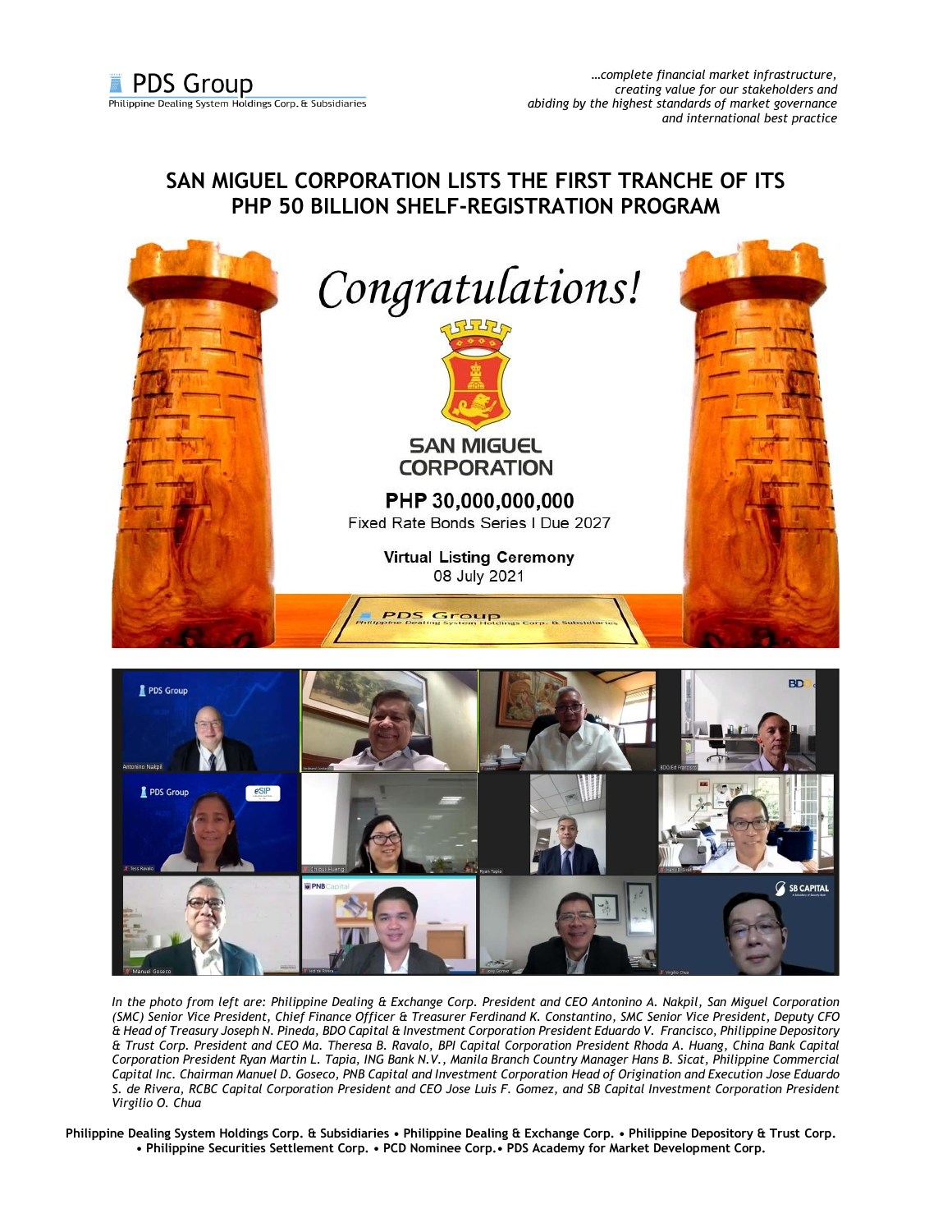PDS Group
Philippine Dealing System Holdings Corp. & Subsidiaries

*…complete financial market infrastructure, creating value for our stakeholders and abiding by the highest standards of market governance and international best practice*

# SAN MIGUEL CORPORATION LISTS THE FIRST TRANCHE OF ITS PHP 50 BILLION SHELF-REGISTRATION PROGRAM

*Congratulations!*

SAN MIGUEL CORPORATION

**PHP 30,000,000,000**

Fixed Rate Bonds Series I Due 2027

**Virtual Listing Ceremony**

08 July 2021

*In the photo from left are: Philippine Dealing & Exchange Corp. President and CEO Antonino A. Nakpil, San Miguel Corporation (SMC) Senior Vice President, Chief Finance Officer & Treasurer Ferdinand K. Constantino, SMC Senior Vice President, Deputy CFO & Head of Treasury Joseph N. Pineda, BDO Capital & Investment Corporation President Eduardo V. Francisco, Philippine Depository & Trust Corp. President and CEO Ma. Theresa B. Ravalo, BPI Capital Corporation President Rhoda A. Huang, China Bank Capital Corporation President Ryan Martin L. Tapia, ING Bank N.V., Manila Branch Country Manager Hans B. Sicat, Philippine Commercial Capital Inc. Chairman Manuel D. Goseco, PNB Capital and Investment Corporation Head of Origination and Execution Jose Eduardo S. de Rivera, RCBC Capital Corporation President and CEO Jose Luis F. Gomez, and SB Capital Investment Corporation President Virgilio O. Chua*

**Philippine Dealing System Holdings Corp. & Subsidiaries • Philippine Dealing & Exchange Corp. • Philippine Depository & Trust Corp. • Philippine Securities Settlement Corp. • PCD Nominee Corp.• PDS Academy for Market Development Corp.**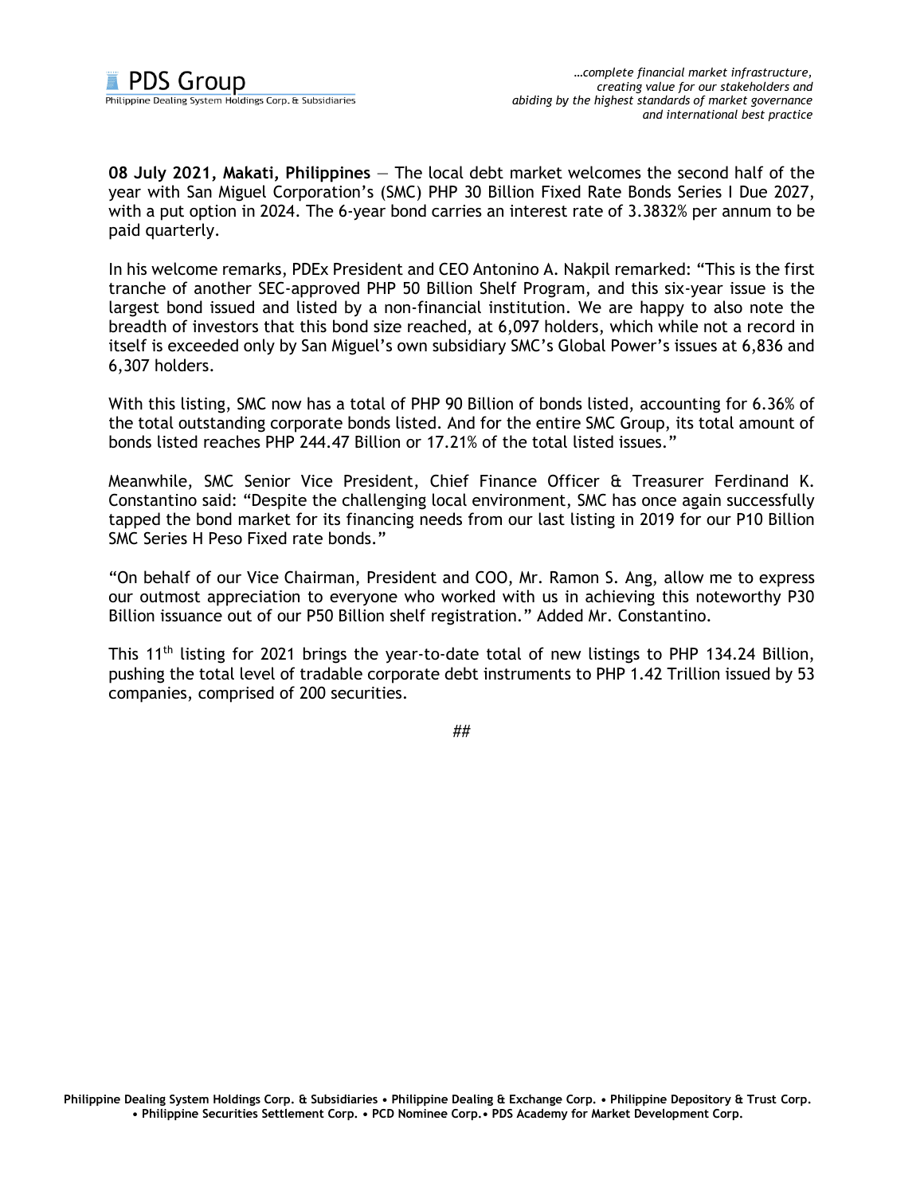**08 July 2021, Makati, Philippines** — The local debt market welcomes the second half of the year with San Miguel Corporation's (SMC) PHP 30 Billion Fixed Rate Bonds Series I Due 2027, with a put option in 2024. The 6-year bond carries an interest rate of 3.3832% per annum to be paid quarterly.

In his welcome remarks, PDEx President and CEO Antonino A. Nakpil remarked: "This is the first tranche of another SEC-approved PHP 50 Billion Shelf Program, and this six-year issue is the largest bond issued and listed by a non-financial institution. We are happy to also note the breadth of investors that this bond size reached, at 6,097 holders, which while not a record in itself is exceeded only by San Miguel's own subsidiary SMC's Global Power's issues at 6,836 and 6,307 holders.

With this listing, SMC now has a total of PHP 90 Billion of bonds listed, accounting for 6.36% of the total outstanding corporate bonds listed. And for the entire SMC Group, its total amount of bonds listed reaches PHP 244.47 Billion or 17.21% of the total listed issues."

Meanwhile, SMC Senior Vice President, Chief Finance Officer & Treasurer Ferdinand K. Constantino said: "Despite the challenging local environment, SMC has once again successfully tapped the bond market for its financing needs from our last listing in 2019 for our P10 Billion SMC Series H Peso Fixed rate bonds."

"On behalf of our Vice Chairman, President and COO, Mr. Ramon S. Ang, allow me to express our outmost appreciation to everyone who worked with us in achieving this noteworthy P30 Billion issuance out of our P50 Billion shelf registration." Added Mr. Constantino.

This 11th listing for 2021 brings the year-to-date total of new listings to PHP 134.24 Billion, pushing the total level of tradable corporate debt instruments to PHP 1.42 Trillion issued by 53 companies, comprised of 200 securities.

##